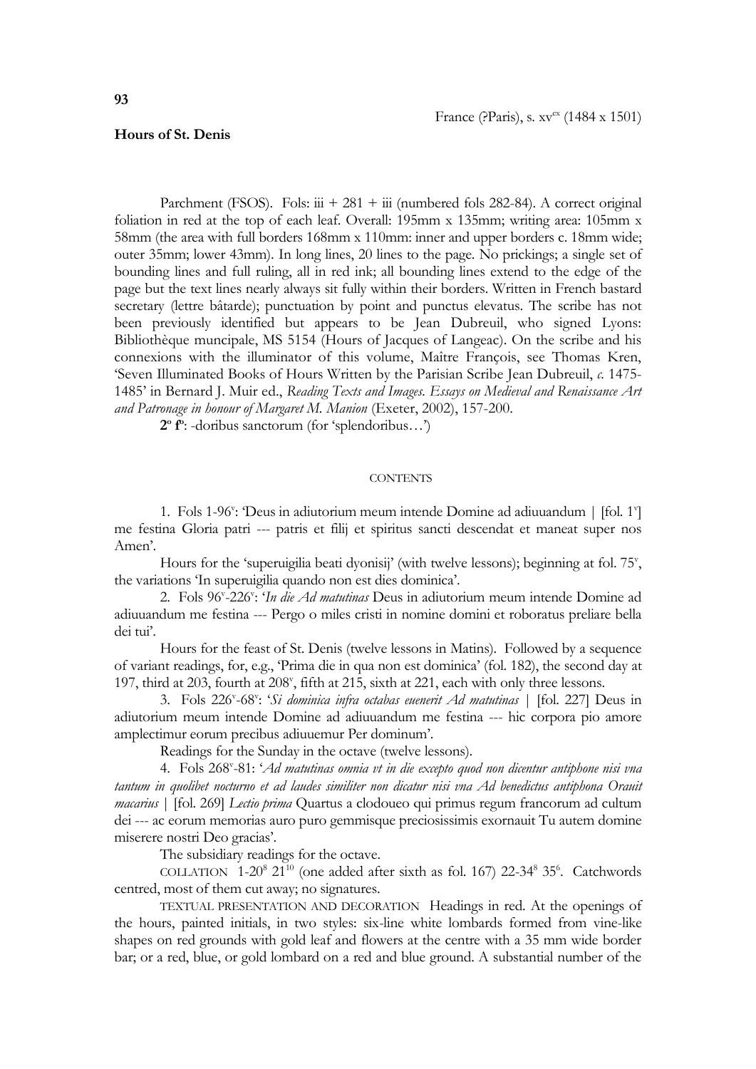**93**

France (?Paris), s. $xv^{ex}$ (1484 x 1501)

**Hours of St. Denis**

Parchment (FSOS). Fols: iii + 281 + iii (numbered fols 282-84). A correct original foliation in red at the top of each leaf. Overall: 195mm x 135mm; writing area: 105mm x 58mm (the area with full borders 168mm x 110mm: inner and upper borders c. 18mm wide; outer 35mm; lower 43mm). In long lines, 20 lines to the page. No prickings; a single set of bounding lines and full ruling, all in red ink; all bounding lines extend to the edge of the page but the text lines nearly always sit fully within their borders. Written in French bastard secretary (lettre bâtarde); punctuation by point and punctus elevatus. The scribe has not been previously identified but appears to be Jean Dubreuil, who signed Lyons: Bibliothèque muncipale, MS 5154 (Hours of Jacques of Langeac). On the scribe and his connexions with the illuminator of this volume, Maître François, see Thomas Kren, 'Seven Illuminated Books of Hours Written by the Parisian Scribe Jean Dubreuil, *c.* 1475-1485' in Bernard J. Muir ed., *Reading Texts and Images. Essays on Medieval and Renaissance Art and Patronage in honour of Margaret M. Manion* (Exeter, 2002), 157-200.

**2º fº**: -doribus sanctorum (for 'splendoribus…')

CONTENTS

1. Fols 1-96v: 'Deus in adiutorium meum intende Domine ad adiuuandum | [fol. 1v] me festina Gloria patri --- patris et filij et spiritus sancti descendat et maneat super nos Amen'.

Hours for the 'superuigilia beati dyonisij' (with twelve lessons); beginning at fol. 75v, the variations 'In superuigilia quando non est dies dominica'.

2. Fols 96v-226v: '*In die Ad matutinas* Deus in adiutorium meum intende Domine ad adiuuandum me festina --- Pergo o miles cristi in nomine domini et roboratus preliare bella dei tui'.

Hours for the feast of St. Denis (twelve lessons in Matins). Followed by a sequence of variant readings, for, e.g., 'Prima die in qua non est dominica' (fol. 182), the second day at 197, third at 203, fourth at 208v, fifth at 215, sixth at 221, each with only three lessons.

3. Fols 226v-68v: '*Si dominica infra octabas euenerit Ad matutinas* | [fol. 227] Deus in adiutorium meum intende Domine ad adiuuandum me festina --- hic corpora pio amore amplectimur eorum precibus adiuuemur Per dominum'.

Readings for the Sunday in the octave (twelve lessons).

4. Fols 268v-81: '*Ad matutinas omnia vt in die excepto quod non dicentur antiphone nisi vna tantum in quolibet nocturno et ad laudes similiter non dicatur nisi vna Ad benedictus antiphona Orauit macarius* | [fol. 269] *Lectio prima* Quartus a clodoueo qui primus regum francorum ad cultum dei --- ac eorum memorias auro puro gemmisque preciosissimis exornauit Tu autem domine miserere nostri Deo gracias'.

The subsidiary readings for the octave.

COLLATION $1\text{-}20^8$ $21^{10}$ (one added after sixth as fol. 167) $22\text{-}34^8$ $35^6$. Catchwords centred, most of them cut away; no signatures.

TEXTUAL PRESENTATION AND DECORATION Headings in red. At the openings of the hours, painted initials, in two styles: six-line white lombards formed from vine-like shapes on red grounds with gold leaf and flowers at the centre with a 35 mm wide border bar; or a red, blue, or gold lombard on a red and blue ground. A substantial number of the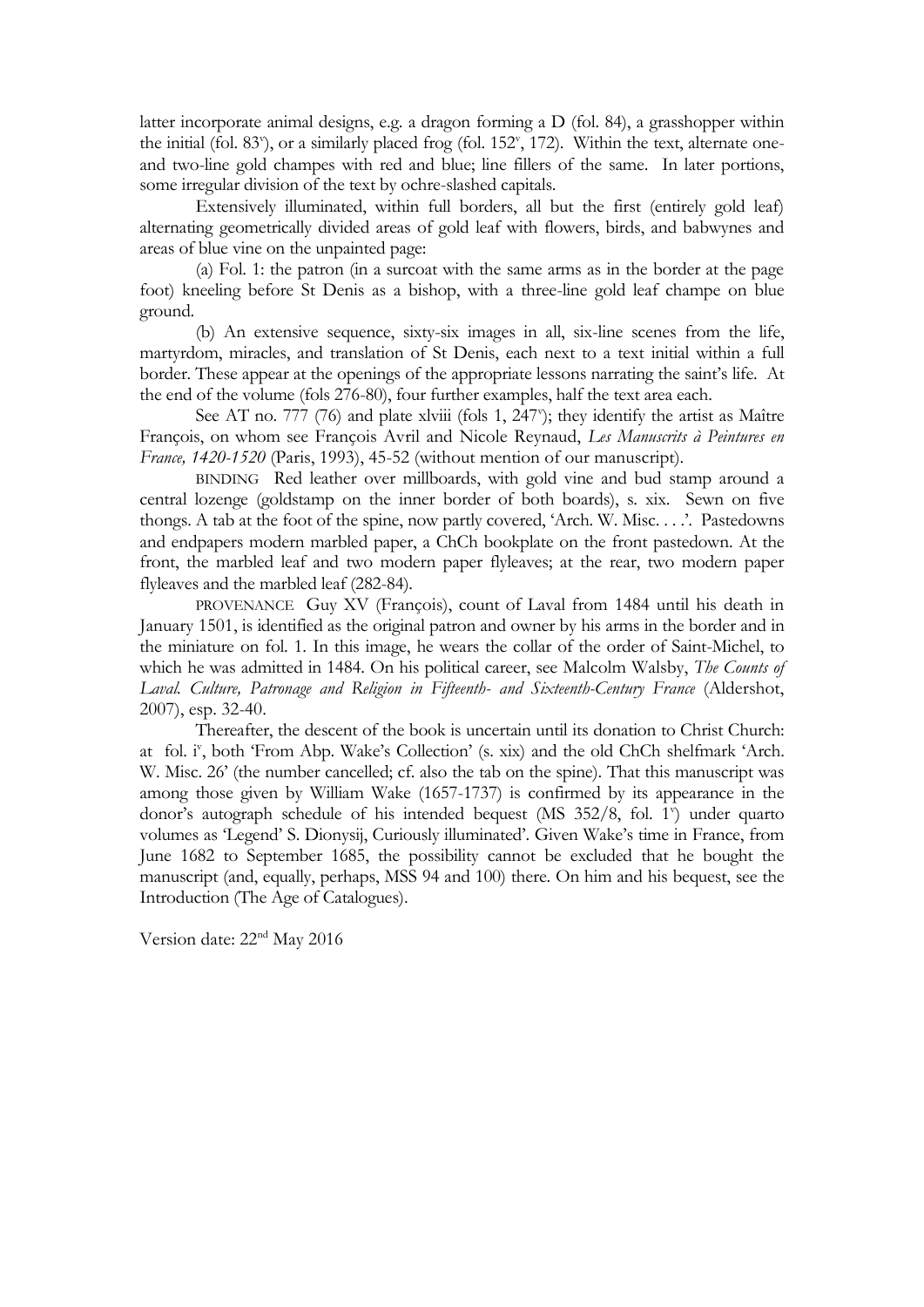latter incorporate animal designs, e.g. a dragon forming a D (fol. 84), a grasshopper within the initial (fol. 83v), or a similarly placed frog (fol. 152v, 172). Within the text, alternate one- and two-line gold champes with red and blue; line fillers of the same. In later portions, some irregular division of the text by ochre-slashed capitals.

Extensively illuminated, within full borders, all but the first (entirely gold leaf) alternating geometrically divided areas of gold leaf with flowers, birds, and babwynes and areas of blue vine on the unpainted page:

(a) Fol. 1: the patron (in a surcoat with the same arms as in the border at the page foot) kneeling before St Denis as a bishop, with a three-line gold leaf champe on blue ground.

(b) An extensive sequence, sixty-six images in all, six-line scenes from the life, martyrdom, miracles, and translation of St Denis, each next to a text initial within a full border. These appear at the openings of the appropriate lessons narrating the saint's life. At the end of the volume (fols 276-80), four further examples, half the text area each.

See AT no. 777 (76) and plate xlviii (fols 1, 247v); they identify the artist as Maître François, on whom see François Avril and Nicole Reynaud, *Les Manuscrits à Peintures en France, 1420-1520* (Paris, 1993), 45-52 (without mention of our manuscript).

BINDING Red leather over millboards, with gold vine and bud stamp around a central lozenge (goldstamp on the inner border of both boards), s. xix. Sewn on five thongs. A tab at the foot of the spine, now partly covered, 'Arch. W. Misc. . . .'. Pastedowns and endpapers modern marbled paper, a ChCh bookplate on the front pastedown. At the front, the marbled leaf and two modern paper flyleaves; at the rear, two modern paper flyleaves and the marbled leaf (282-84).

PROVENANCE Guy XV (François), count of Laval from 1484 until his death in January 1501, is identified as the original patron and owner by his arms in the border and in the miniature on fol. 1. In this image, he wears the collar of the order of Saint-Michel, to which he was admitted in 1484. On his political career, see Malcolm Walsby, *The Counts of Laval. Culture, Patronage and Religion in Fifteenth- and Sixteenth-Century France* (Aldershot, 2007), esp. 32-40.

Thereafter, the descent of the book is uncertain until its donation to Christ Church: at fol. iv, both 'From Abp. Wake's Collection' (s. xix) and the old ChCh shelfmark 'Arch. W. Misc. 26' (the number cancelled; cf. also the tab on the spine). That this manuscript was among those given by William Wake (1657-1737) is confirmed by its appearance in the donor's autograph schedule of his intended bequest (MS 352/8, fol. 1v) under quarto volumes as 'Legend' S. Dionysij, Curiously illuminated'. Given Wake's time in France, from June 1682 to September 1685, the possibility cannot be excluded that he bought the manuscript (and, equally, perhaps, MSS 94 and 100) there. On him and his bequest, see the Introduction (The Age of Catalogues).

Version date: 22nd May 2016